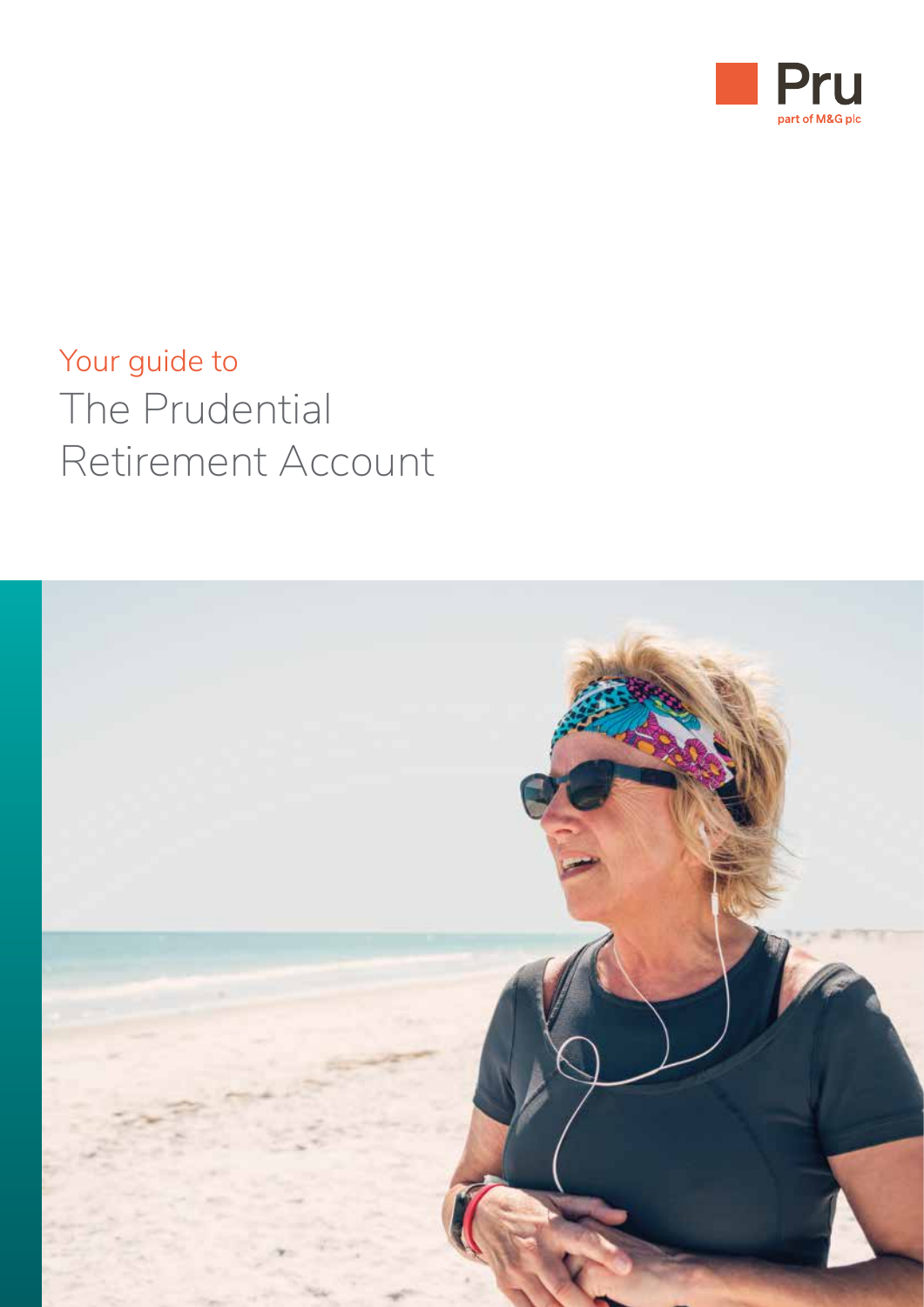Pru
part of M&G plc

Your guide to

# The Prudential Retirement Account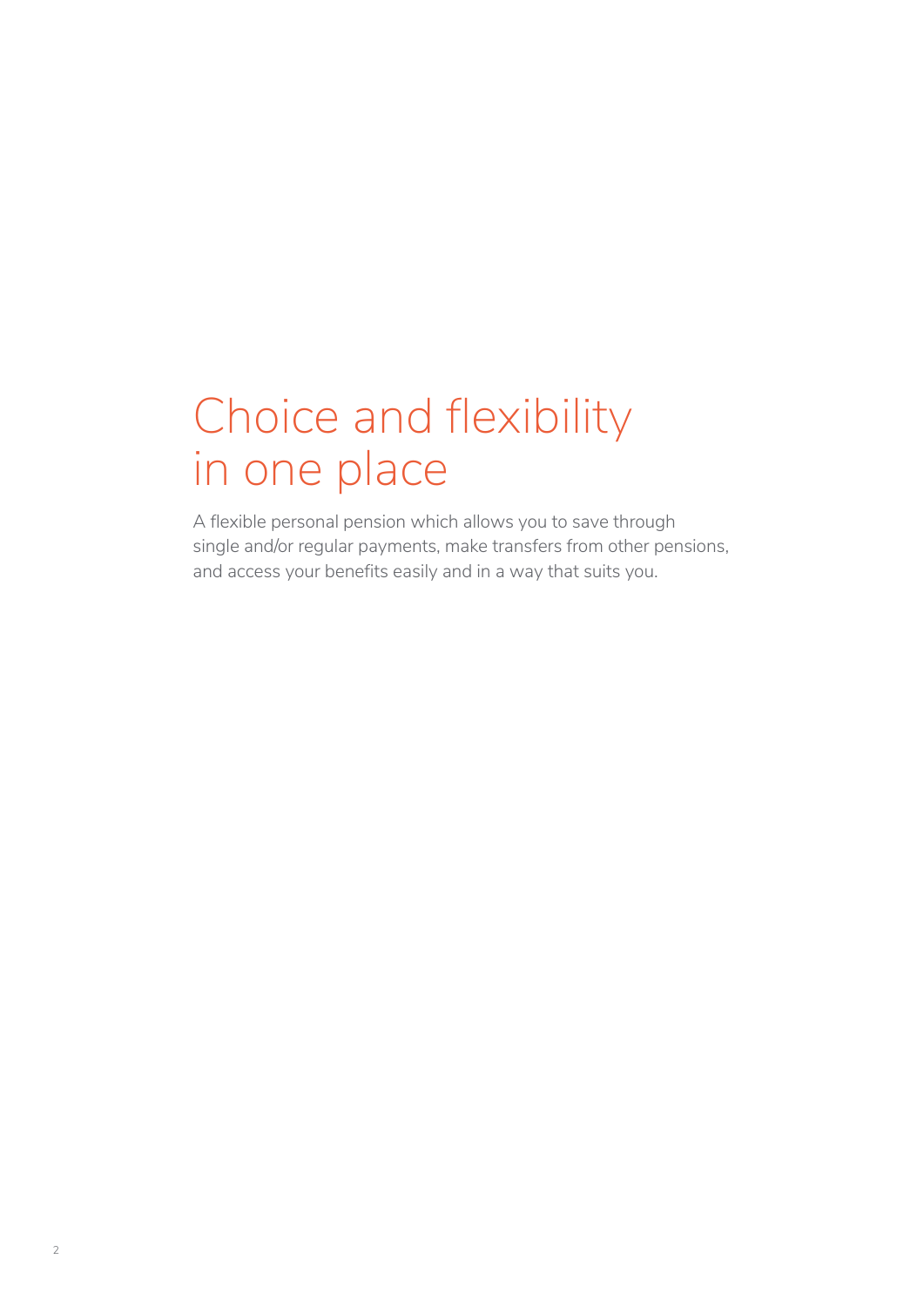# Choice and flexibility in one place

A flexible personal pension which allows you to save through single and/or regular payments, make transfers from other pensions, and access your benefits easily and in a way that suits you.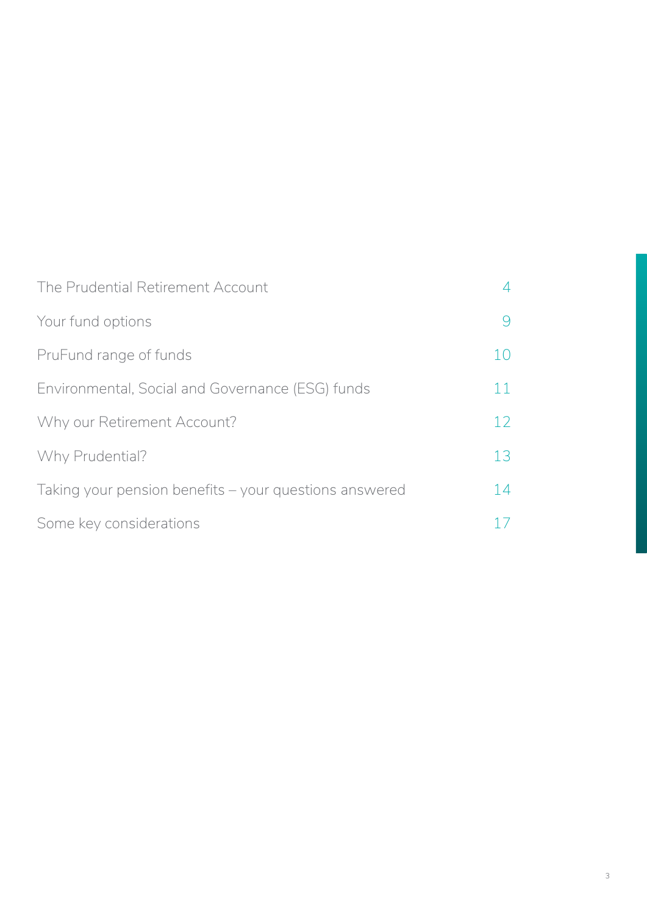| | |
|---|---|
| The Prudential Retirement Account | 4 |
| Your fund options | 9 |
| PruFund range of funds | 10 |
| Environmental, Social and Governance (ESG) funds | 11 |
| Why our Retirement Account? | 12 |
| Why Prudential? | 13 |
| Taking your pension benefits – your questions answered | 14 |
| Some key considerations | 17 |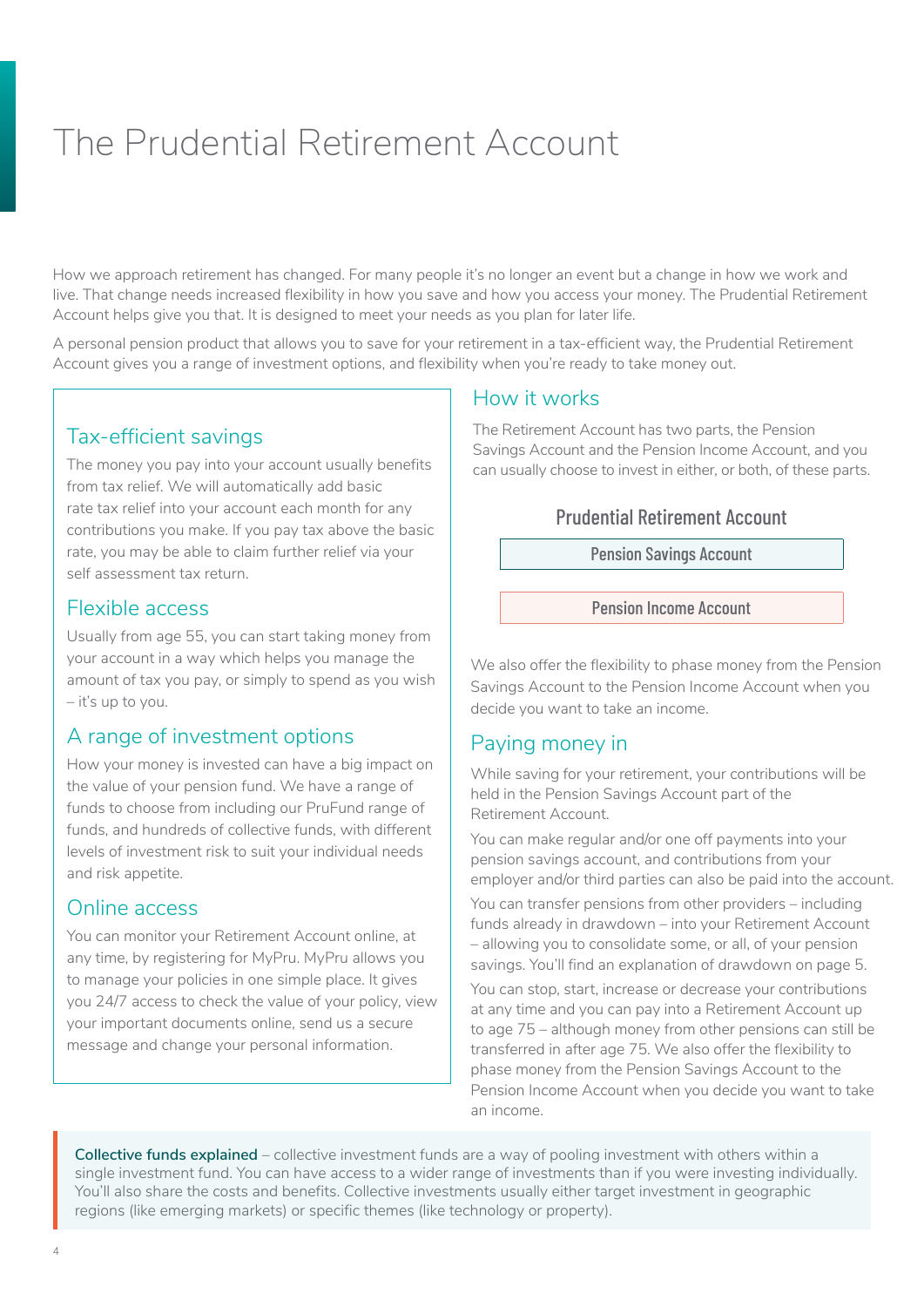# The Prudential Retirement Account

How we approach retirement has changed. For many people it's no longer an event but a change in how we work and live. That change needs increased flexibility in how you save and how you access your money. The Prudential Retirement Account helps give you that. It is designed to meet your needs as you plan for later life.

A personal pension product that allows you to save for your retirement in a tax-efficient way, the Prudential Retirement Account gives you a range of investment options, and flexibility when you're ready to take money out.

## Tax-efficient savings

The money you pay into your account usually benefits from tax relief. We will automatically add basic rate tax relief into your account each month for any contributions you make. If you pay tax above the basic rate, you may be able to claim further relief via your self assessment tax return.

## Flexible access

Usually from age 55, you can start taking money from your account in a way which helps you manage the amount of tax you pay, or simply to spend as you wish – it's up to you.

## A range of investment options

How your money is invested can have a big impact on the value of your pension fund. We have a range of funds to choose from including our PruFund range of funds, and hundreds of collective funds, with different levels of investment risk to suit your individual needs and risk appetite.

## Online access

You can monitor your Retirement Account online, at any time, by registering for MyPru. MyPru allows you to manage your policies in one simple place. It gives you 24/7 access to check the value of your policy, view your important documents online, send us a secure message and change your personal information.

## How it works

The Retirement Account has two parts, the Pension Savings Account and the Pension Income Account, and you can usually choose to invest in either, or both, of these parts.

**Prudential Retirement Account**

- Pension Savings Account
- Pension Income Account

We also offer the flexibility to phase money from the Pension Savings Account to the Pension Income Account when you decide you want to take an income.

## Paying money in

While saving for your retirement, your contributions will be held in the Pension Savings Account part of the Retirement Account.

You can make regular and/or one off payments into your pension savings account, and contributions from your employer and/or third parties can also be paid into the account.

You can transfer pensions from other providers – including funds already in drawdown – into your Retirement Account – allowing you to consolidate some, or all, of your pension savings. You'll find an explanation of drawdown on page 5.

You can stop, start, increase or decrease your contributions at any time and you can pay into a Retirement Account up to age 75 – although money from other pensions can still be transferred in after age 75. We also offer the flexibility to phase money from the Pension Savings Account to the Pension Income Account when you decide you want to take an income.

**Collective funds explained** – collective investment funds are a way of pooling investment with others within a single investment fund. You can have access to a wider range of investments than if you were investing individually. You'll also share the costs and benefits. Collective investments usually either target investment in geographic regions (like emerging markets) or specific themes (like technology or property).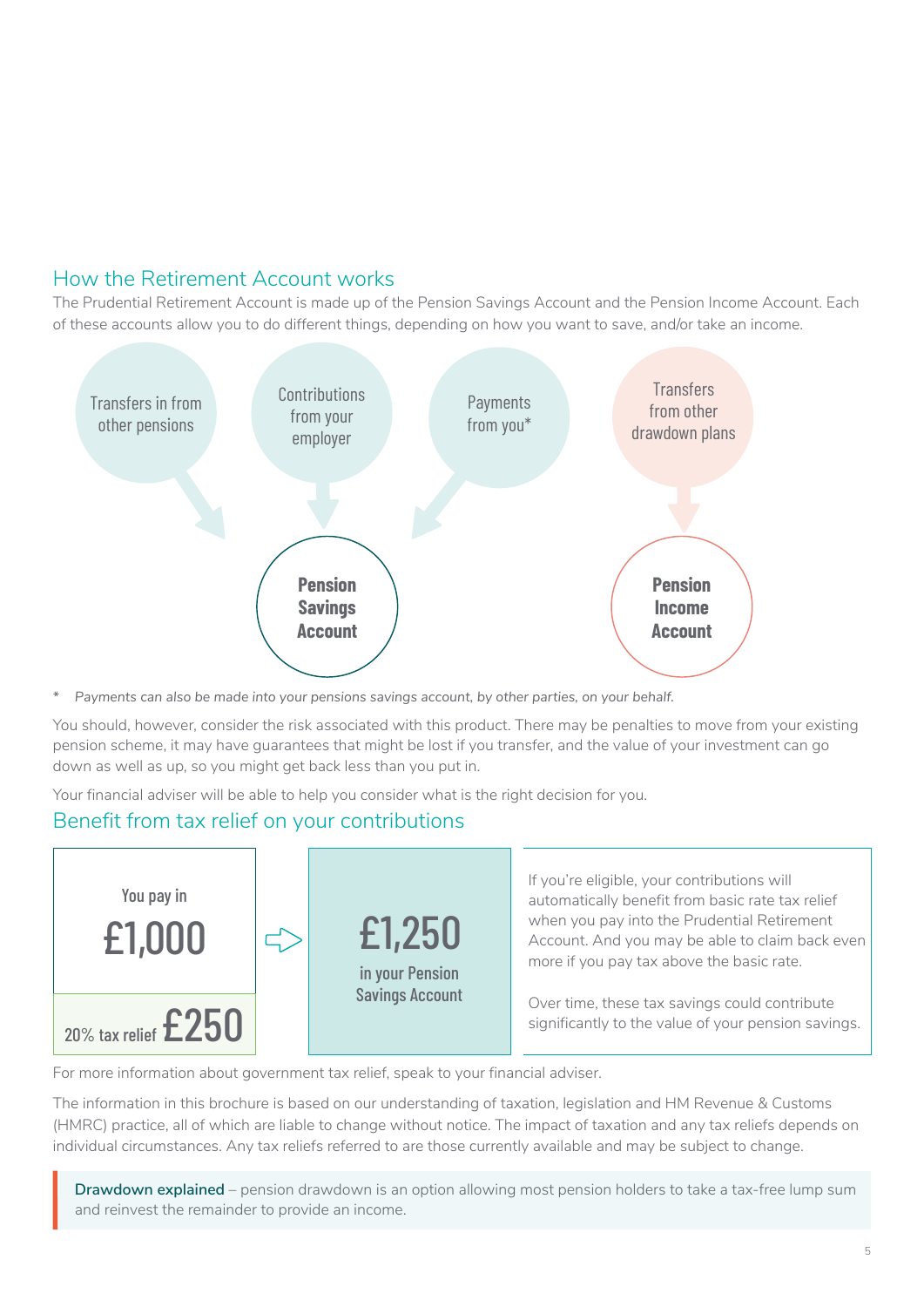## How the Retirement Account works

The Prudential Retirement Account is made up of the Pension Savings Account and the Pension Income Account. Each of these accounts allow you to do different things, depending on how you want to save, and/or take an income.

Transfers in from other pensions

Contributions from your employer

Payments from you*

Transfers from other drawdown plans

**Pension Savings Account**

**Pension Income Account**

* *Payments can also be made into your pensions savings account, by other parties, on your behalf.*

You should, however, consider the risk associated with this product. There may be penalties to move from your existing pension scheme, it may have guarantees that might be lost if you transfer, and the value of your investment can go down as well as up, so you might get back less than you put in.

Your financial adviser will be able to help you consider what is the right decision for you.

## Benefit from tax relief on your contributions

You pay in
£1,000

20% tax relief £250

£1,250
in your Pension Savings Account

If you're eligible, your contributions will automatically benefit from basic rate tax relief when you pay into the Prudential Retirement Account. And you may be able to claim back even more if you pay tax above the basic rate.

Over time, these tax savings could contribute significantly to the value of your pension savings.

For more information about government tax relief, speak to your financial adviser.

The information in this brochure is based on our understanding of taxation, legislation and HM Revenue & Customs (HMRC) practice, all of which are liable to change without notice. The impact of taxation and any tax reliefs depends on individual circumstances. Any tax reliefs referred to are those currently available and may be subject to change.

> **Drawdown explained** – pension drawdown is an option allowing most pension holders to take a tax-free lump sum and reinvest the remainder to provide an income.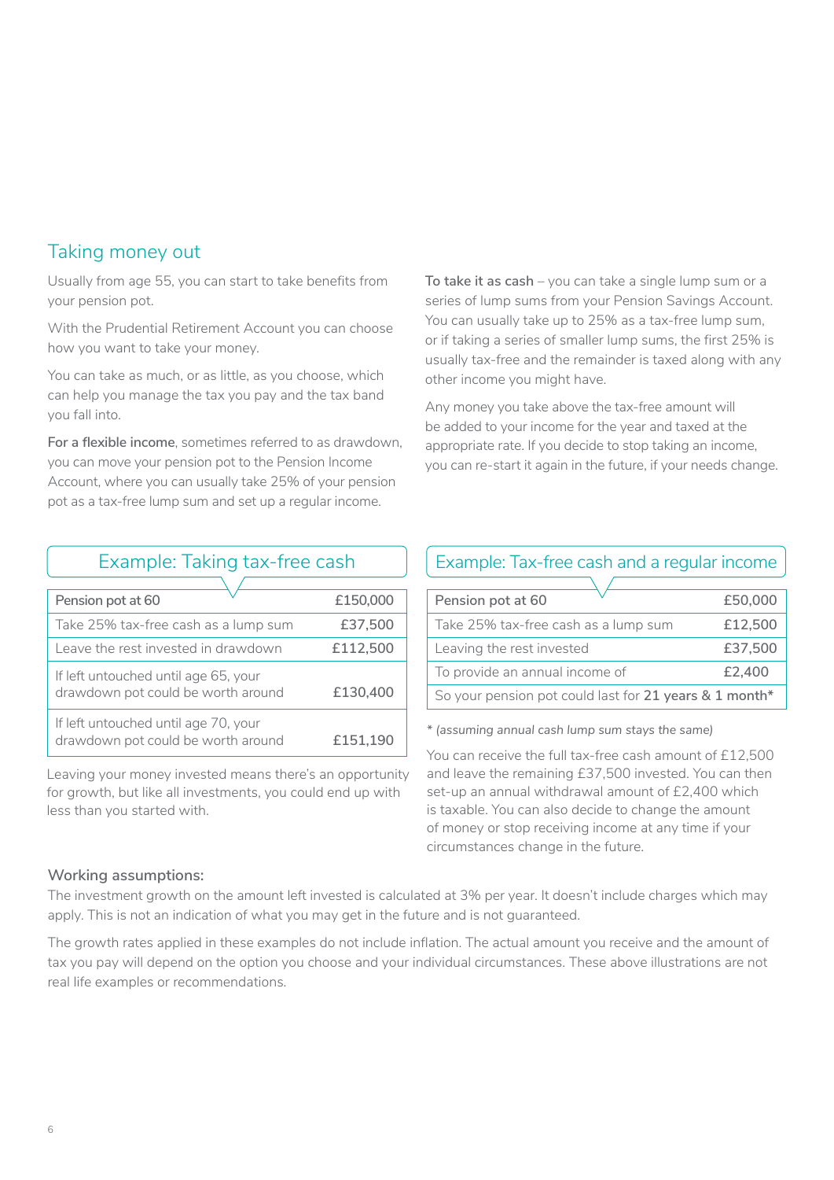## Taking money out

Usually from age 55, you can start to take benefits from your pension pot.

With the Prudential Retirement Account you can choose how you want to take your money.

You can take as much, or as little, as you choose, which can help you manage the tax you pay and the tax band you fall into.

**For a flexible income**, sometimes referred to as drawdown, you can move your pension pot to the Pension Income Account, where you can usually take 25% of your pension pot as a tax-free lump sum and set up a regular income.

**To take it as cash** – you can take a single lump sum or a series of lump sums from your Pension Savings Account. You can usually take up to 25% as a tax-free lump sum, or if taking a series of smaller lump sums, the first 25% is usually tax-free and the remainder is taxed along with any other income you might have.

Any money you take above the tax-free amount will be added to your income for the year and taxed at the appropriate rate. If you decide to stop taking an income, you can re-start it again in the future, if your needs change.

### Example: Taking tax-free cash

| Pension pot at 60 | £150,000 |
|---|---|
| Take 25% tax-free cash as a lump sum | £37,500 |
| Leave the rest invested in drawdown | £112,500 |
| If left untouched until age 65, your drawdown pot could be worth around | £130,400 |
| If left untouched until age 70, your drawdown pot could be worth around | £151,190 |

Leaving your money invested means there's an opportunity for growth, but like all investments, you could end up with less than you started with.

### Example: Tax-free cash and a regular income

| Pension pot at 60 | £50,000 |
|---|---|
| Take 25% tax-free cash as a lump sum | £12,500 |
| Leaving the rest invested | £37,500 |
| To provide an annual income of | £2,400 |
| So your pension pot could last for **21 years & 1 month*** | |

*\* (assuming annual cash lump sum stays the same)*

You can receive the full tax-free cash amount of £12,500 and leave the remaining £37,500 invested. You can then set-up an annual withdrawal amount of £2,400 which is taxable. You can also decide to change the amount of money or stop receiving income at any time if your circumstances change in the future.

#### Working assumptions:

The investment growth on the amount left invested is calculated at 3% per year. It doesn't include charges which may apply. This is not an indication of what you may get in the future and is not guaranteed.

The growth rates applied in these examples do not include inflation. The actual amount you receive and the amount of tax you pay will depend on the option you choose and your individual circumstances. These above illustrations are not real life examples or recommendations.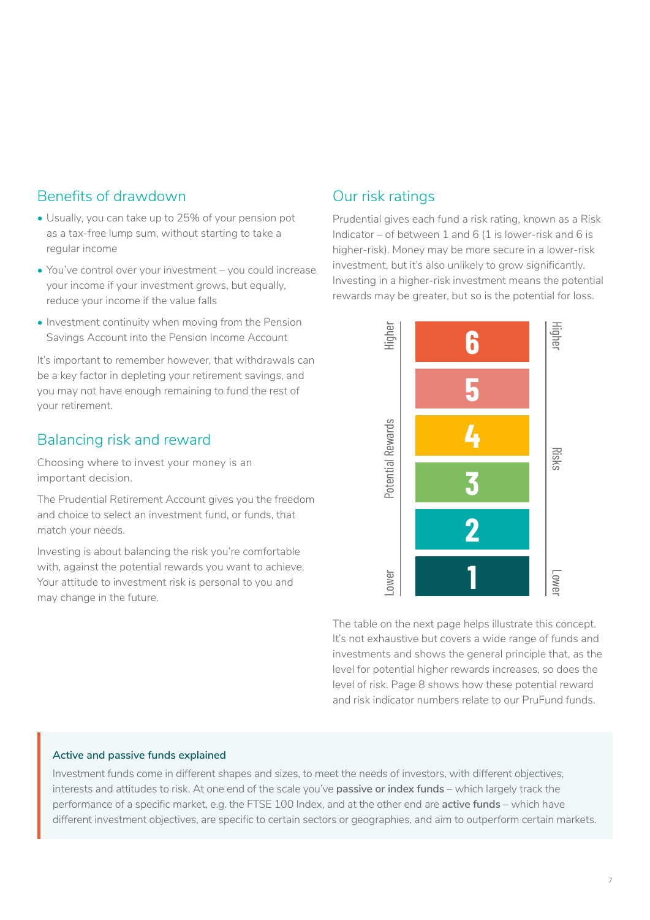## Benefits of drawdown

- Usually, you can take up to 25% of your pension pot as a tax-free lump sum, without starting to take a regular income
- You've control over your investment – you could increase your income if your investment grows, but equally, reduce your income if the value falls
- Investment continuity when moving from the Pension Savings Account into the Pension Income Account

It's important to remember however, that withdrawals can be a key factor in depleting your retirement savings, and you may not have enough remaining to fund the rest of your retirement.

## Balancing risk and reward

Choosing where to invest your money is an important decision.

The Prudential Retirement Account gives you the freedom and choice to select an investment fund, or funds, that match your needs.

Investing is about balancing the risk you're comfortable with, against the potential rewards you want to achieve. Your attitude to investment risk is personal to you and may change in the future.

## Our risk ratings

Prudential gives each fund a risk rating, known as a Risk Indicator – of between 1 and 6 (1 is lower-risk and 6 is higher-risk). Money may be more secure in a lower-risk investment, but it's also unlikely to grow significantly. Investing in a higher-risk investment means the potential rewards may be greater, but so is the potential for loss.

| Potential Rewards | Risk Indicator | Risks |
|---|---|---|
| Higher | 6 | Higher |
| | 5 | |
| | 4 | |
| | 3 | |
| | 2 | |
| Lower | 1 | Lower |

The table on the next page helps illustrate this concept. It's not exhaustive but covers a wide range of funds and investments and shows the general principle that, as the level for potential higher rewards increases, so does the level of risk. Page 8 shows how these potential reward and risk indicator numbers relate to our PruFund funds.

### Active and passive funds explained

Investment funds come in different shapes and sizes, to meet the needs of investors, with different objectives, interests and attitudes to risk. At one end of the scale you've **passive or index funds** – which largely track the performance of a specific market, e.g. the FTSE 100 Index, and at the other end are **active funds** – which have different investment objectives, are specific to certain sectors or geographies, and aim to outperform certain markets.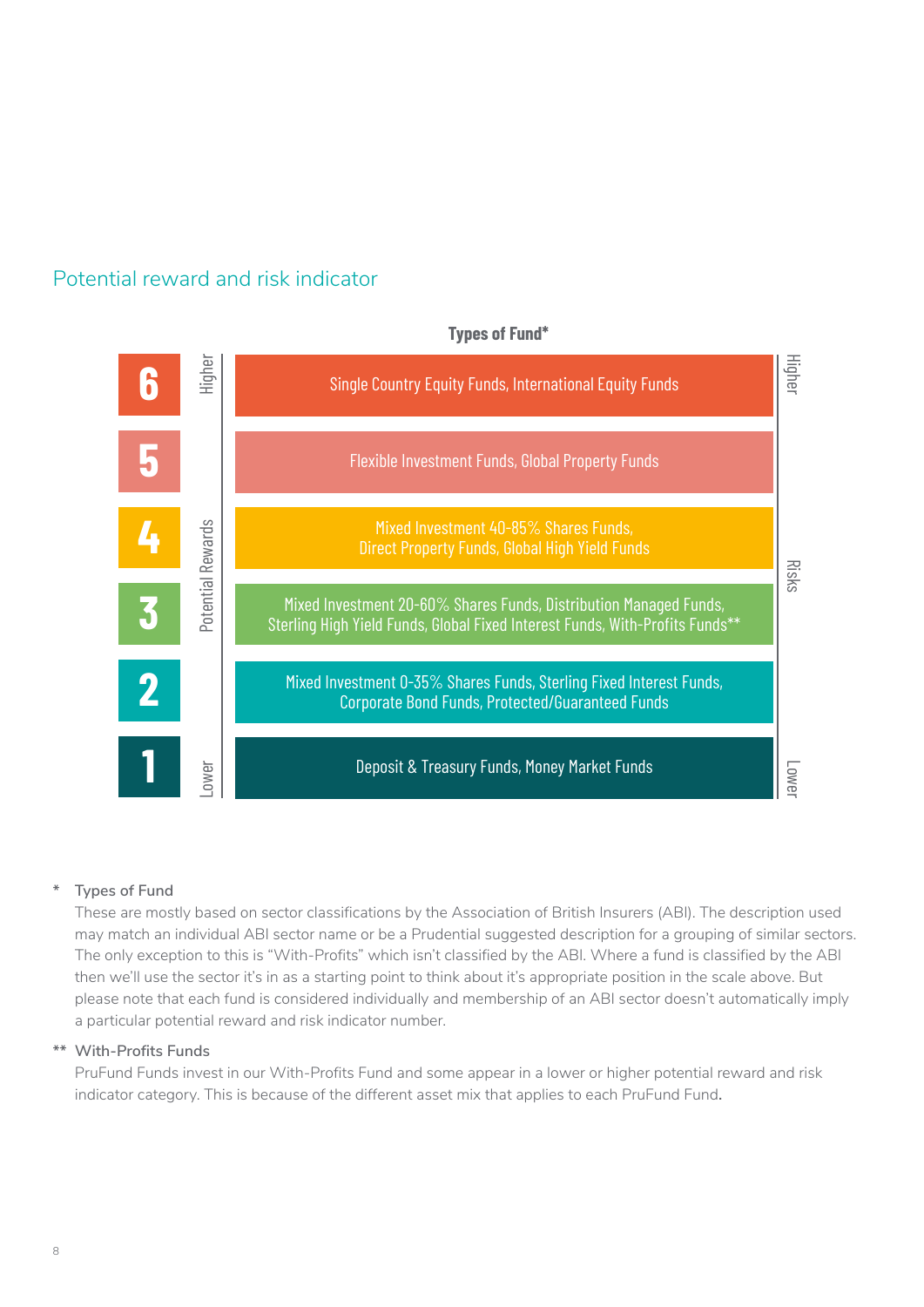## Potential reward and risk indicator

| Indicator | Types of Fund* |
| --- | --- |
| 6 | Single Country Equity Funds, International Equity Funds |
| 5 | Flexible Investment Funds, Global Property Funds |
| 4 | Mixed Investment 40-85% Shares Funds, Direct Property Funds, Global High Yield Funds |
| 3 | Mixed Investment 20-60% Shares Funds, Distribution Managed Funds, Sterling High Yield Funds, Global Fixed Interest Funds, With-Profits Funds** |
| 2 | Mixed Investment 0-35% Shares Funds, Sterling Fixed Interest Funds, Corporate Bond Funds, Protected/Guaranteed Funds |
| 1 | Deposit & Treasury Funds, Money Market Funds |

Potential Rewards: Lower (1) to Higher (6). Risks: Lower (1) to Higher (6).

\* Types of Fund
These are mostly based on sector classifications by the Association of British Insurers (ABI). The description used may match an individual ABI sector name or be a Prudential suggested description for a grouping of similar sectors. The only exception to this is "With-Profits" which isn't classified by the ABI. Where a fund is classified by the ABI then we'll use the sector it's in as a starting point to think about it's appropriate position in the scale above. But please note that each fund is considered individually and membership of an ABI sector doesn't automatically imply a particular potential reward and risk indicator number.

\** With-Profits Funds
PruFund Funds invest in our With-Profits Fund and some appear in a lower or higher potential reward and risk indicator category. This is because of the different asset mix that applies to each PruFund Fund.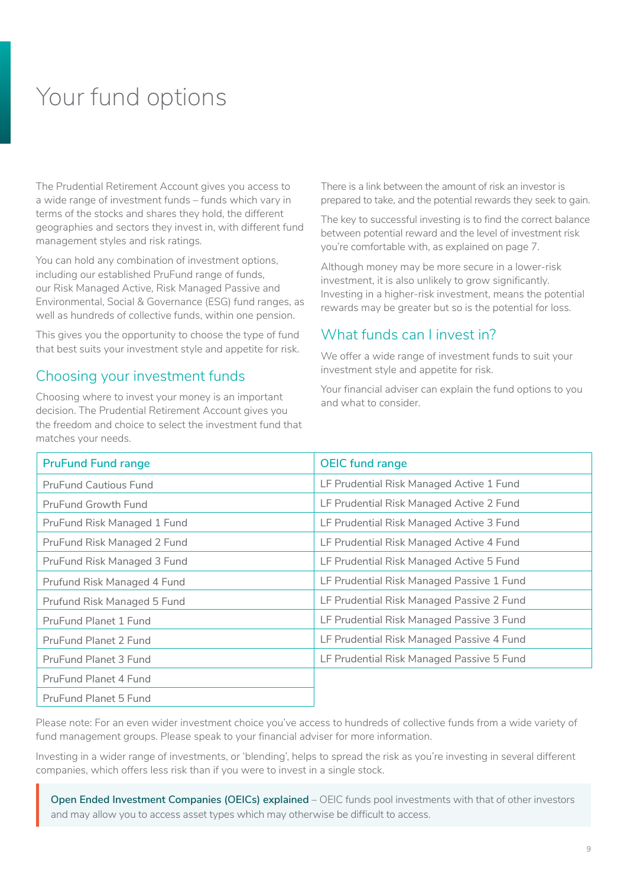# Your fund options

The Prudential Retirement Account gives you access to a wide range of investment funds – funds which vary in terms of the stocks and shares they hold, the different geographies and sectors they invest in, with different fund management styles and risk ratings.

You can hold any combination of investment options, including our established PruFund range of funds, our Risk Managed Active, Risk Managed Passive and Environmental, Social & Governance (ESG) fund ranges, as well as hundreds of collective funds, within one pension.

This gives you the opportunity to choose the type of fund that best suits your investment style and appetite for risk.

## Choosing your investment funds

Choosing where to invest your money is an important decision. The Prudential Retirement Account gives you the freedom and choice to select the investment fund that matches your needs.

There is a link between the amount of risk an investor is prepared to take, and the potential rewards they seek to gain.

The key to successful investing is to find the correct balance between potential reward and the level of investment risk you're comfortable with, as explained on page 7.

Although money may be more secure in a lower-risk investment, it is also unlikely to grow significantly. Investing in a higher-risk investment, means the potential rewards may be greater but so is the potential for loss.

## What funds can I invest in?

We offer a wide range of investment funds to suit your investment style and appetite for risk.

Your financial adviser can explain the fund options to you and what to consider.

| PruFund Fund range | OEIC fund range |
|---|---|
| PruFund Cautious Fund | LF Prudential Risk Managed Active 1 Fund |
| PruFund Growth Fund | LF Prudential Risk Managed Active 2 Fund |
| PruFund Risk Managed 1 Fund | LF Prudential Risk Managed Active 3 Fund |
| PruFund Risk Managed 2 Fund | LF Prudential Risk Managed Active 4 Fund |
| PruFund Risk Managed 3 Fund | LF Prudential Risk Managed Active 5 Fund |
| Prufund Risk Managed 4 Fund | LF Prudential Risk Managed Passive 1 Fund |
| Prufund Risk Managed 5 Fund | LF Prudential Risk Managed Passive 2 Fund |
| PruFund Planet 1 Fund | LF Prudential Risk Managed Passive 3 Fund |
| PruFund Planet 2 Fund | LF Prudential Risk Managed Passive 4 Fund |
| PruFund Planet 3 Fund | LF Prudential Risk Managed Passive 5 Fund |
| PruFund Planet 4 Fund | |
| PruFund Planet 5 Fund | |

Please note: For an even wider investment choice you've access to hundreds of collective funds from a wide variety of fund management groups. Please speak to your financial adviser for more information.

Investing in a wider range of investments, or 'blending', helps to spread the risk as you're investing in several different companies, which offers less risk than if you were to invest in a single stock.

> **Open Ended Investment Companies (OEICs) explained** – OEIC funds pool investments with that of other investors and may allow you to access asset types which may otherwise be difficult to access.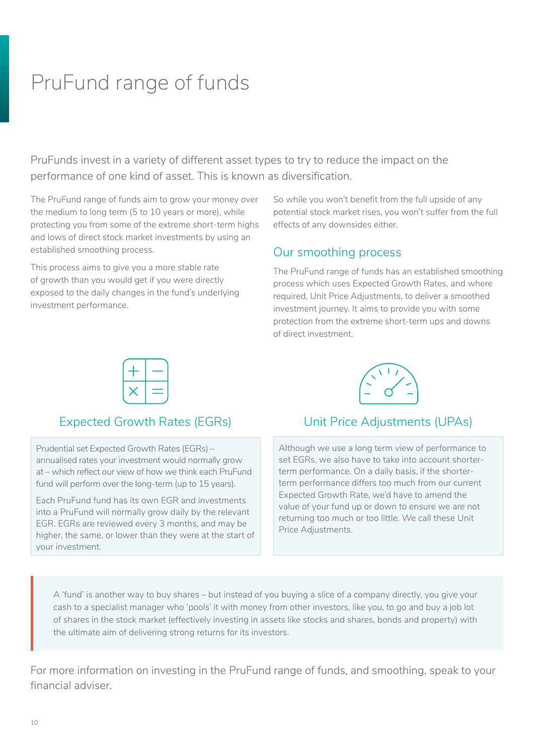# PruFund range of funds

PruFunds invest in a variety of different asset types to try to reduce the impact on the performance of one kind of asset. This is known as diversification.

The PruFund range of funds aim to grow your money over the medium to long term (5 to 10 years or more), while protecting you from some of the extreme short-term highs and lows of direct stock market investments by using an established smoothing process.

This process aims to give you a more stable rate of growth than you would get if you were directly exposed to the daily changes in the fund's underlying investment performance.

So while you won't benefit from the full upside of any potential stock market rises, you won't suffer from the full effects of any downsides either.

## Our smoothing process

The PruFund range of funds has an established smoothing process which uses Expected Growth Rates, and where required, Unit Price Adjustments, to deliver a smoothed investment journey. It aims to provide you with some protection from the extreme short-term ups and downs of direct investment.

### Expected Growth Rates (EGRs)

Prudential set Expected Growth Rates (EGRs) – annualised rates your investment would normally grow at – which reflect our view of how we think each PruFund fund will perform over the long-term (up to 15 years).

Each PruFund fund has its own EGR and investments into a PruFund will normally grow daily by the relevant EGR. EGRs are reviewed every 3 months, and may be higher, the same, or lower than they were at the start of your investment.

### Unit Price Adjustments (UPAs)

Although we use a long term view of performance to set EGRs, we also have to take into account shorter-term performance. On a daily basis, if the shorter-term performance differs too much from our current Expected Growth Rate, we'd have to amend the value of your fund up or down to ensure we are not returning too much or too little. We call these Unit Price Adjustments.

A 'fund' is another way to buy shares – but instead of you buying a slice of a company directly, you give your cash to a specialist manager who 'pools' it with money from other investors, like you, to go and buy a job lot of shares in the stock market (effectively investing in assets like stocks and shares, bonds and property) with the ultimate aim of delivering strong returns for its investors.

For more information on investing in the PruFund range of funds, and smoothing, speak to your financial adviser.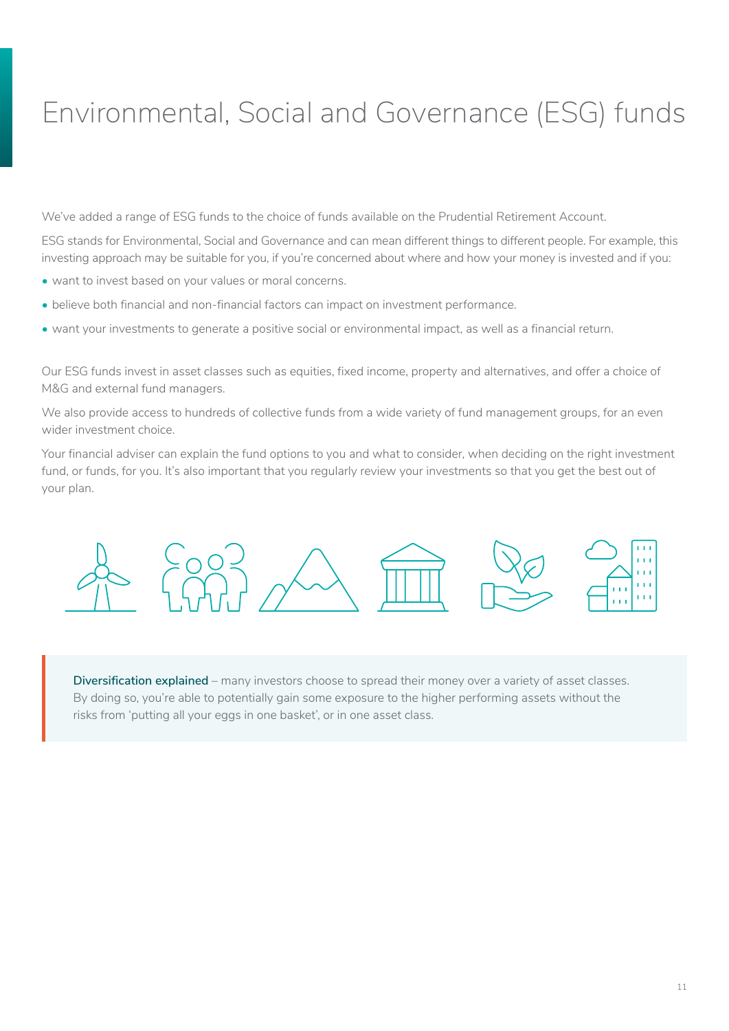# Environmental, Social and Governance (ESG) funds

We've added a range of ESG funds to the choice of funds available on the Prudential Retirement Account.

ESG stands for Environmental, Social and Governance and can mean different things to different people. For example, this investing approach may be suitable for you, if you're concerned about where and how your money is invested and if you:

- want to invest based on your values or moral concerns.
- believe both financial and non-financial factors can impact on investment performance.
- want your investments to generate a positive social or environmental impact, as well as a financial return.

Our ESG funds invest in asset classes such as equities, fixed income, property and alternatives, and offer a choice of M&G and external fund managers.

We also provide access to hundreds of collective funds from a wide variety of fund management groups, for an even wider investment choice.

Your financial adviser can explain the fund options to you and what to consider, when deciding on the right investment fund, or funds, for you. It's also important that you regularly review your investments so that you get the best out of your plan.

**Diversification explained** – many investors choose to spread their money over a variety of asset classes. By doing so, you're able to potentially gain some exposure to the higher performing assets without the risks from 'putting all your eggs in one basket', or in one asset class.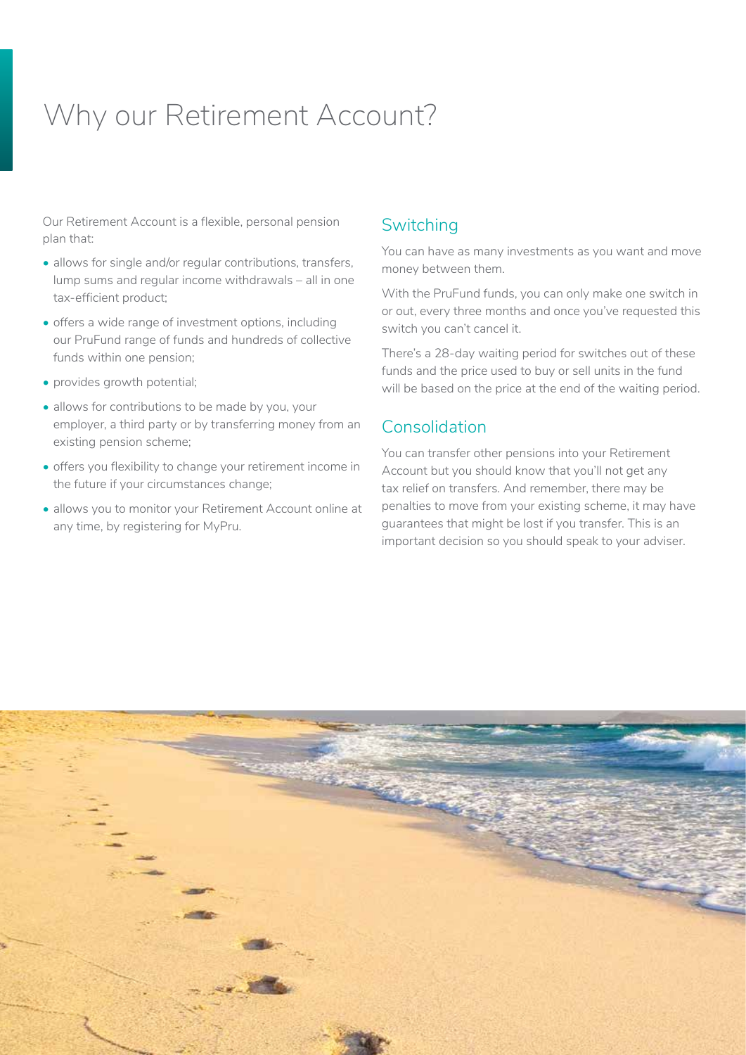# Why our Retirement Account?

Our Retirement Account is a flexible, personal pension plan that:

- allows for single and/or regular contributions, transfers, lump sums and regular income withdrawals – all in one tax-efficient product;
- offers a wide range of investment options, including our PruFund range of funds and hundreds of collective funds within one pension;
- provides growth potential;
- allows for contributions to be made by you, your employer, a third party or by transferring money from an existing pension scheme;
- offers you flexibility to change your retirement income in the future if your circumstances change;
- allows you to monitor your Retirement Account online at any time, by registering for MyPru.

## Switching

You can have as many investments as you want and move money between them.

With the PruFund funds, you can only make one switch in or out, every three months and once you've requested this switch you can't cancel it.

There's a 28-day waiting period for switches out of these funds and the price used to buy or sell units in the fund will be based on the price at the end of the waiting period.

## Consolidation

You can transfer other pensions into your Retirement Account but you should know that you'll not get any tax relief on transfers. And remember, there may be penalties to move from your existing scheme, it may have guarantees that might be lost if you transfer. This is an important decision so you should speak to your adviser.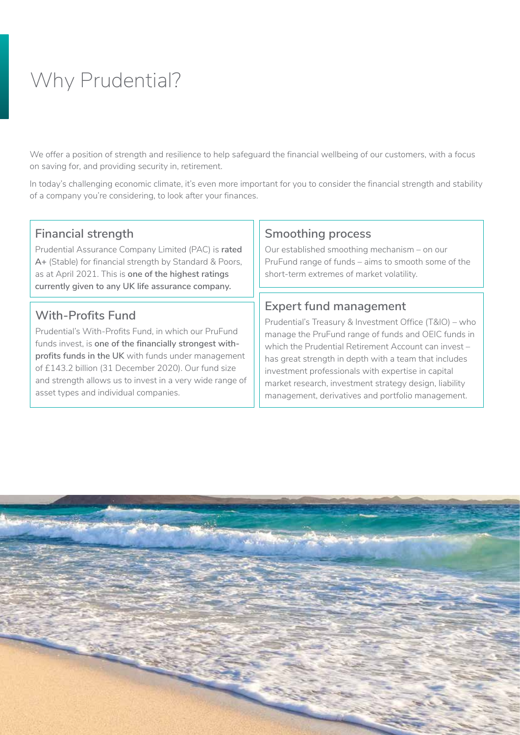# Why Prudential?

We offer a position of strength and resilience to help safeguard the financial wellbeing of our customers, with a focus on saving for, and providing security in, retirement.

In today's challenging economic climate, it's even more important for you to consider the financial strength and stability of a company you're considering, to look after your finances.

## Financial strength

Prudential Assurance Company Limited (PAC) is **rated A+** (Stable) for financial strength by Standard & Poors, as at April 2021. This is **one of the highest ratings currently given to any UK life assurance company.**

## With-Profits Fund

Prudential's With-Profits Fund, in which our PruFund funds invest, is **one of the financially strongest with-profits funds in the UK** with funds under management of £143.2 billion (31 December 2020). Our fund size and strength allows us to invest in a very wide range of asset types and individual companies.

## Smoothing process

Our established smoothing mechanism – on our PruFund range of funds – aims to smooth some of the short-term extremes of market volatility.

## Expert fund management

Prudential's Treasury & Investment Office (T&IO) – who manage the PruFund range of funds and OEIC funds in which the Prudential Retirement Account can invest – has great strength in depth with a team that includes investment professionals with expertise in capital market research, investment strategy design, liability management, derivatives and portfolio management.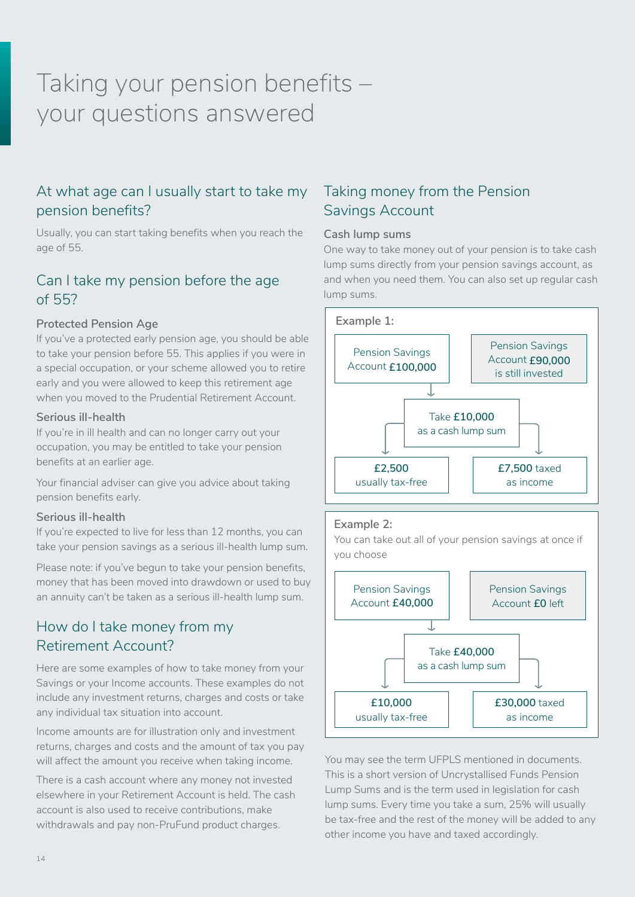# Taking your pension benefits – your questions answered

## At what age can I usually start to take my pension benefits?

Usually, you can start taking benefits when you reach the age of 55.

## Can I take my pension before the age of 55?

### Protected Pension Age

If you've a protected early pension age, you should be able to take your pension before 55. This applies if you were in a special occupation, or your scheme allowed you to retire early and you were allowed to keep this retirement age when you moved to the Prudential Retirement Account.

### Serious ill-health

If you're in ill health and can no longer carry out your occupation, you may be entitled to take your pension benefits at an earlier age.

Your financial adviser can give you advice about taking pension benefits early.

### Serious ill-health

If you're expected to live for less than 12 months, you can take your pension savings as a serious ill-health lump sum.

Please note: if you've begun to take your pension benefits, money that has been moved into drawdown or used to buy an annuity can't be taken as a serious ill-health lump sum.

## How do I take money from my Retirement Account?

Here are some examples of how to take money from your Savings or your Income accounts. These examples do not include any investment returns, charges and costs or take any individual tax situation into account.

Income amounts are for illustration only and investment returns, charges and costs and the amount of tax you pay will affect the amount you receive when taking income.

There is a cash account where any money not invested elsewhere in your Retirement Account is held. The cash account is also used to receive contributions, make withdrawals and pay non-PruFund product charges.

## Taking money from the Pension Savings Account

### Cash lump sums

One way to take money out of your pension is to take cash lump sums directly from your pension savings account, as and when you need them. You can also set up regular cash lump sums.

**Example 1:**

- Pension Savings Account **£100,000**
- Take **£10,000** as a cash lump sum
  - **£2,500** usually tax-free
  - **£7,500** taxed as income
- Pension Savings Account **£90,000** is still invested

**Example 2:**

You can take out all of your pension savings at once if you choose

- Pension Savings Account **£40,000**
- Take **£40,000** as a cash lump sum
  - **£10,000** usually tax-free
  - **£30,000** taxed as income
- Pension Savings Account **£0** left

You may see the term UFPLS mentioned in documents. This is a short version of Uncrystallised Funds Pension Lump Sums and is the term used in legislation for cash lump sums. Every time you take a sum, 25% will usually be tax-free and the rest of the money will be added to any other income you have and taxed accordingly.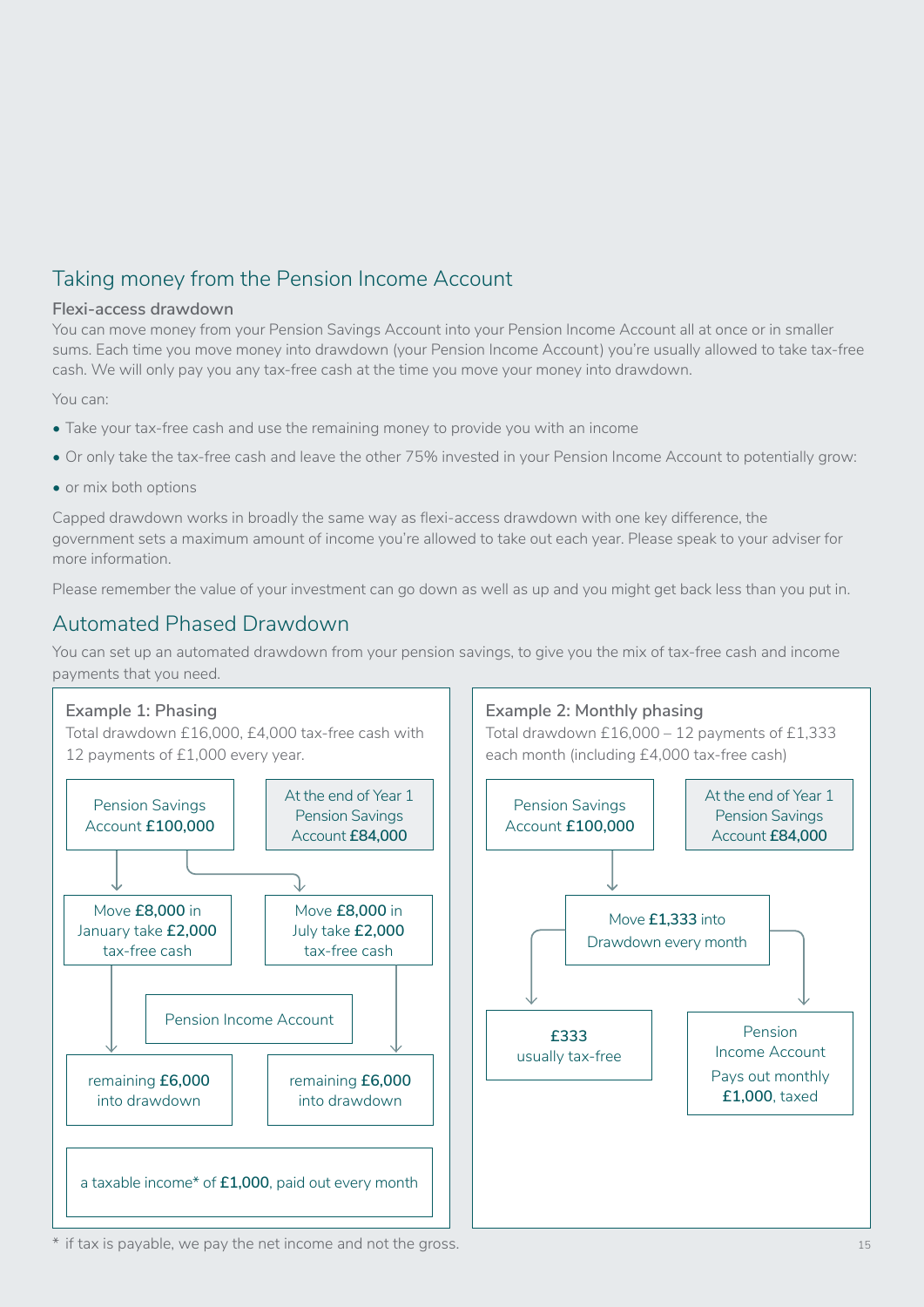## Taking money from the Pension Income Account

### Flexi-access drawdown

You can move money from your Pension Savings Account into your Pension Income Account all at once or in smaller sums. Each time you move money into drawdown (your Pension Income Account) you're usually allowed to take tax-free cash. We will only pay you any tax-free cash at the time you move your money into drawdown.

You can:

- Take your tax-free cash and use the remaining money to provide you with an income
- Or only take the tax-free cash and leave the other 75% invested in your Pension Income Account to potentially grow:
- or mix both options

Capped drawdown works in broadly the same way as flexi-access drawdown with one key difference, the government sets a maximum amount of income you're allowed to take out each year. Please speak to your adviser for more information.

Please remember the value of your investment can go down as well as up and you might get back less than you put in.

## Automated Phased Drawdown

You can set up an automated drawdown from your pension savings, to give you the mix of tax-free cash and income payments that you need.

### Example 1: Phasing

Total drawdown £16,000, £4,000 tax-free cash with 12 payments of £1,000 every year.

- Pension Savings Account **£100,000**
- At the end of Year 1 Pension Savings Account **£84,000**
- Move **£8,000** in January take **£2,000** tax-free cash → remaining **£6,000** into drawdown
- Move **£8,000** in July take **£2,000** tax-free cash → remaining **£6,000** into drawdown
- Pension Income Account
- a taxable income* of **£1,000**, paid out every month

### Example 2: Monthly phasing

Total drawdown £16,000 – 12 payments of £1,333 each month (including £4,000 tax-free cash)

- Pension Savings Account **£100,000**
- At the end of Year 1 Pension Savings Account **£84,000**
- Move **£1,333** into Drawdown every month
  - **£333** usually tax-free
  - Pension Income Account Pays out monthly **£1,000**, taxed

* if tax is payable, we pay the net income and not the gross.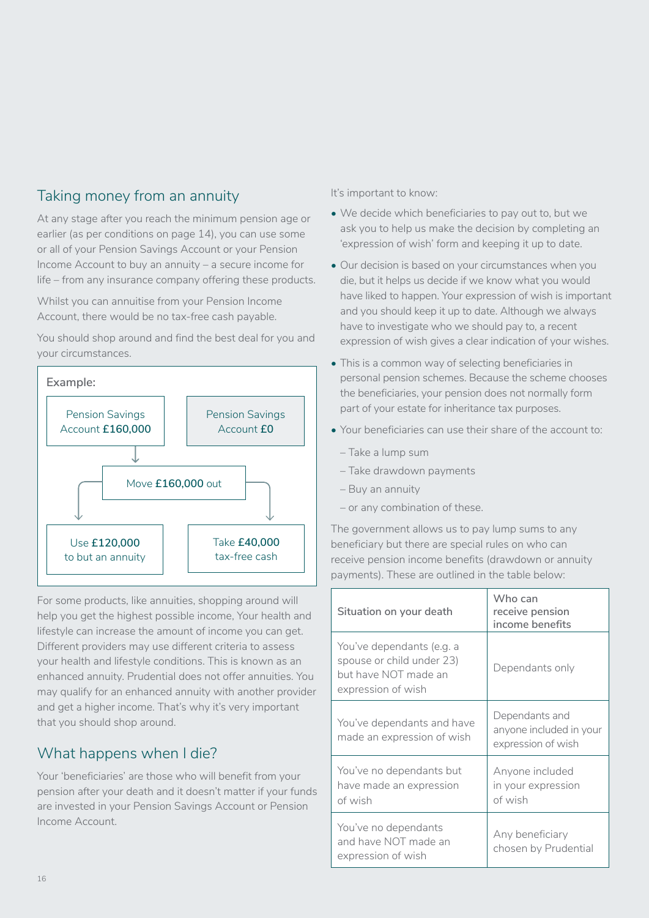## Taking money from an annuity

At any stage after you reach the minimum pension age or earlier (as per conditions on page 14), you can use some or all of your Pension Savings Account or your Pension Income Account to buy an annuity – a secure income for life – from any insurance company offering these products.

Whilst you can annuitise from your Pension Income Account, there would be no tax-free cash payable.

You should shop around and find the best deal for you and your circumstances.

**Example:**

Pension Savings Account **£160,000** → Pension Savings Account **£0**

Move **£160,000** out

Use **£120,000** to but an annuity

Take **£40,000** tax-free cash

For some products, like annuities, shopping around will help you get the highest possible income, Your health and lifestyle can increase the amount of income you can get. Different providers may use different criteria to assess your health and lifestyle conditions. This is known as an enhanced annuity. Prudential does not offer annuities. You may qualify for an enhanced annuity with another provider and get a higher income. That's why it's very important that you should shop around.

## What happens when I die?

Your 'beneficiaries' are those who will benefit from your pension after your death and it doesn't matter if your funds are invested in your Pension Savings Account or Pension Income Account.

It's important to know:

- We decide which beneficiaries to pay out to, but we ask you to help us make the decision by completing an 'expression of wish' form and keeping it up to date.
- Our decision is based on your circumstances when you die, but it helps us decide if we know what you would have liked to happen. Your expression of wish is important and you should keep it up to date. Although we always have to investigate who we should pay to, a recent expression of wish gives a clear indication of your wishes.
- This is a common way of selecting beneficiaries in personal pension schemes. Because the scheme chooses the beneficiaries, your pension does not normally form part of your estate for inheritance tax purposes.
- Your beneficiaries can use their share of the account to:
  - Take a lump sum
  - Take drawdown payments
  - Buy an annuity
  - or any combination of these.

The government allows us to pay lump sums to any beneficiary but there are special rules on who can receive pension income benefits (drawdown or annuity payments). These are outlined in the table below:

| Situation on your death | Who can receive pension income benefits |
|---|---|
| You've dependants (e.g. a spouse or child under 23) but have NOT made an expression of wish | Dependants only |
| You've dependants and have made an expression of wish | Dependants and anyone included in your expression of wish |
| You've no dependants but have made an expression of wish | Anyone included in your expression of wish |
| You've no dependants and have NOT made an expression of wish | Any beneficiary chosen by Prudential |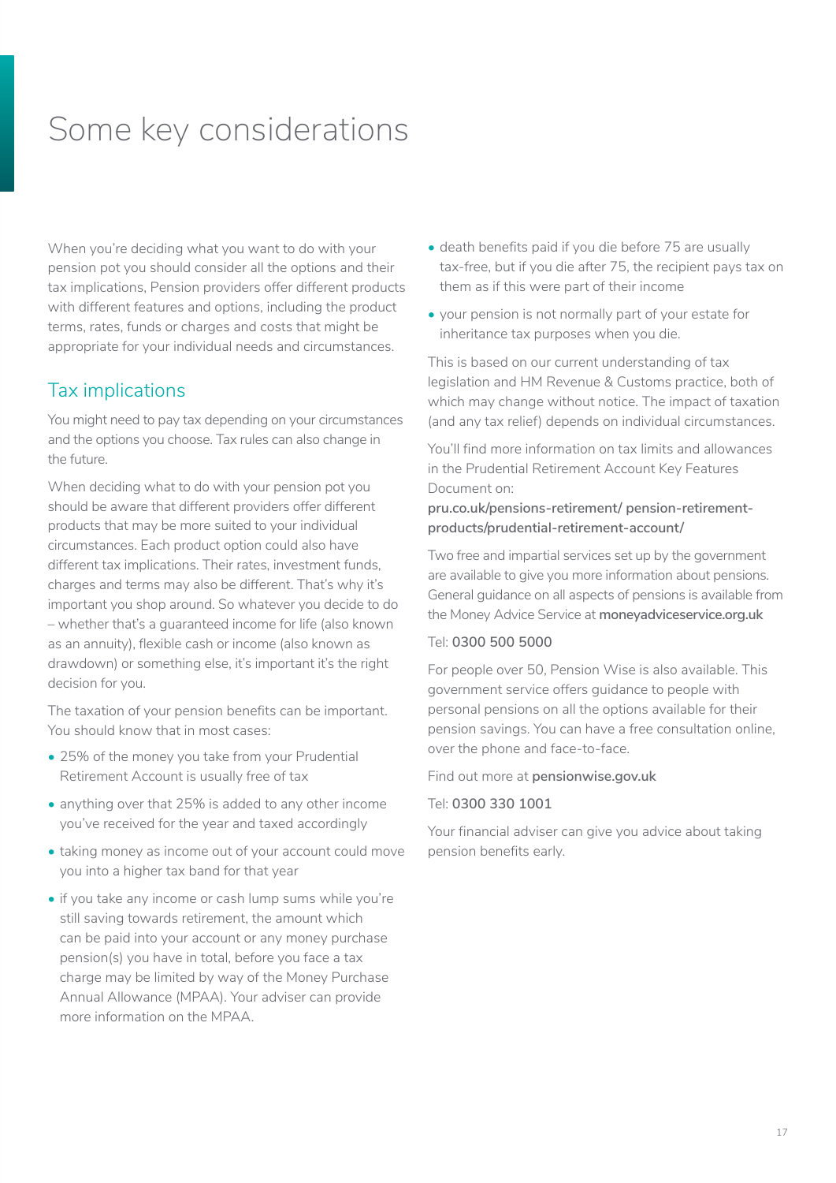# Some key considerations

When you're deciding what you want to do with your pension pot you should consider all the options and their tax implications, Pension providers offer different products with different features and options, including the product terms, rates, funds or charges and costs that might be appropriate for your individual needs and circumstances.

## Tax implications

You might need to pay tax depending on your circumstances and the options you choose. Tax rules can also change in the future.

When deciding what to do with your pension pot you should be aware that different providers offer different products that may be more suited to your individual circumstances. Each product option could also have different tax implications. Their rates, investment funds, charges and terms may also be different. That's why it's important you shop around. So whatever you decide to do – whether that's a guaranteed income for life (also known as an annuity), flexible cash or income (also known as drawdown) or something else, it's important it's the right decision for you.

The taxation of your pension benefits can be important. You should know that in most cases:

- 25% of the money you take from your Prudential Retirement Account is usually free of tax
- anything over that 25% is added to any other income you've received for the year and taxed accordingly
- taking money as income out of your account could move you into a higher tax band for that year
- if you take any income or cash lump sums while you're still saving towards retirement, the amount which can be paid into your account or any money purchase pension(s) you have in total, before you face a tax charge may be limited by way of the Money Purchase Annual Allowance (MPAA). Your adviser can provide more information on the MPAA.
- death benefits paid if you die before 75 are usually tax-free, but if you die after 75, the recipient pays tax on them as if this were part of their income
- your pension is not normally part of your estate for inheritance tax purposes when you die.

This is based on our current understanding of tax legislation and HM Revenue & Customs practice, both of which may change without notice. The impact of taxation (and any tax relief) depends on individual circumstances.

You'll find more information on tax limits and allowances in the Prudential Retirement Account Key Features Document on:

**pru.co.uk/pensions-retirement/ pension-retirement-products/prudential-retirement-account/**

Two free and impartial services set up by the government are available to give you more information about pensions. General guidance on all aspects of pensions is available from the Money Advice Service at **moneyadviceservice.org.uk**

Tel: **0300 500 5000**

For people over 50, Pension Wise is also available. This government service offers guidance to people with personal pensions on all the options available for their pension savings. You can have a free consultation online, over the phone and face-to-face.

Find out more at **pensionwise.gov.uk**

Tel: **0300 330 1001**

Your financial adviser can give you advice about taking pension benefits early.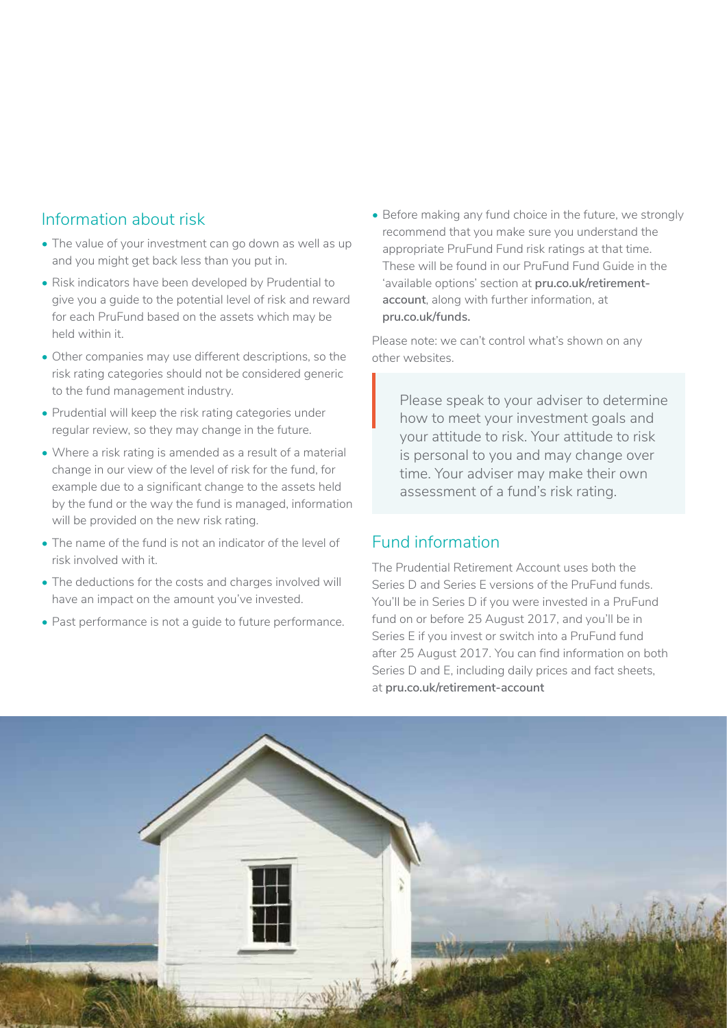## Information about risk

- The value of your investment can go down as well as up and you might get back less than you put in.
- Risk indicators have been developed by Prudential to give you a guide to the potential level of risk and reward for each PruFund based on the assets which may be held within it.
- Other companies may use different descriptions, so the risk rating categories should not be considered generic to the fund management industry.
- Prudential will keep the risk rating categories under regular review, so they may change in the future.
- Where a risk rating is amended as a result of a material change in our view of the level of risk for the fund, for example due to a significant change to the assets held by the fund or the way the fund is managed, information will be provided on the new risk rating.
- The name of the fund is not an indicator of the level of risk involved with it.
- The deductions for the costs and charges involved will have an impact on the amount you've invested.
- Past performance is not a guide to future performance.
- Before making any fund choice in the future, we strongly recommend that you make sure you understand the appropriate PruFund Fund risk ratings at that time. These will be found in our PruFund Fund Guide in the 'available options' section at **pru.co.uk/retirement-account**, along with further information, at **pru.co.uk/funds.**

Please note: we can't control what's shown on any other websites.

> Please speak to your adviser to determine how to meet your investment goals and your attitude to risk. Your attitude to risk is personal to you and may change over time. Your adviser may make their own assessment of a fund's risk rating.

## Fund information

The Prudential Retirement Account uses both the Series D and Series E versions of the PruFund funds. You'll be in Series D if you were invested in a PruFund fund on or before 25 August 2017, and you'll be in Series E if you invest or switch into a PruFund fund after 25 August 2017. You can find information on both Series D and E, including daily prices and fact sheets, at **pru.co.uk/retirement-account**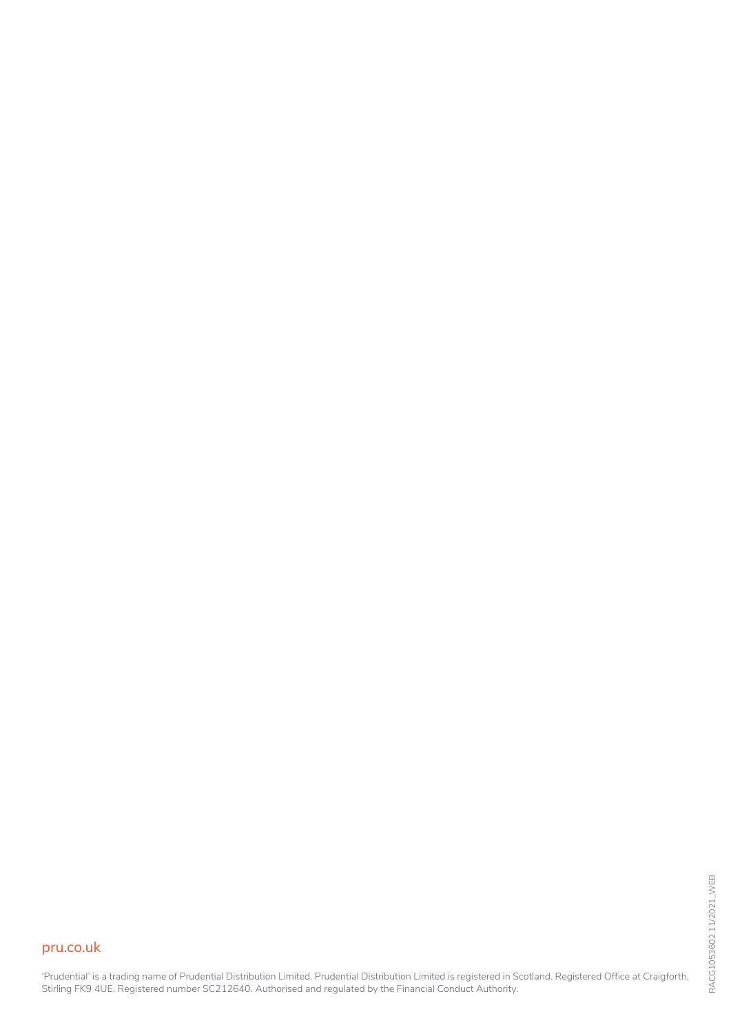pru.co.uk

'Prudential' is a trading name of Prudential Distribution Limited. Prudential Distribution Limited is registered in Scotland. Registered Office at Craigforth, Stirling FK9 4UE. Registered number SC212640. Authorised and regulated by the Financial Conduct Authority.

RACG1053602 11/2021_WEB